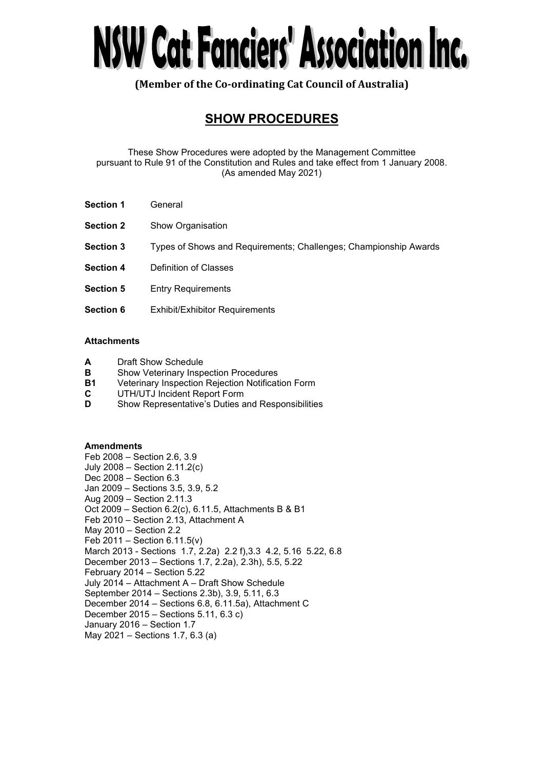# NSW Cat Fanciers' Association Inc.

**(Member of the Co-ordinating Cat Council of Australia)**

## SHOW PROCEDURES

These Show Procedures were adopted by the Management Committee pursuant to Rule 91 of the Constitution and Rules and take effect from 1 January 2008. (As amended May 2021)

| | |
|---|---|
| **Section 1** | General |
| **Section 2** | Show Organisation |
| **Section 3** | Types of Shows and Requirements; Challenges; Championship Awards |
| **Section 4** | Definition of Classes |
| **Section 5** | Entry Requirements |
| **Section 6** | Exhibit/Exhibitor Requirements |

**Attachments**

| | |
|---|---|
| **A** | Draft Show Schedule |
| **B** | Show Veterinary Inspection Procedures |
| **B1** | Veterinary Inspection Rejection Notification Form |
| **C** | UTH/UTJ Incident Report Form |
| **D** | Show Representative's Duties and Responsibilities |

**Amendments**

Feb 2008 – Section 2.6, 3.9
July 2008 – Section 2.11.2(c)
Dec 2008 – Section 6.3
Jan 2009 – Sections 3.5, 3.9, 5.2
Aug 2009 – Section 2.11.3
Oct 2009 – Section 6.2(c), 6.11.5, Attachments B & B1
Feb 2010 – Section 2.13, Attachment A
May 2010 – Section 2.2
Feb 2011 – Section 6.11.5(v)
March 2013 - Sections 1.7, 2.2a) 2.2 f),3.3 4.2, 5.16 5.22, 6.8
December 2013 – Sections 1.7, 2.2a), 2.3h), 5.5, 5.22
February 2014 – Section 5.22
July 2014 – Attachment A – Draft Show Schedule
September 2014 – Sections 2.3b), 3.9, 5.11, 6.3
December 2014 – Sections 6.8, 6.11.5a), Attachment C
December 2015 – Sections 5.11, 6.3 c)
January 2016 – Section 1.7
May 2021 – Sections 1.7, 6.3 (a)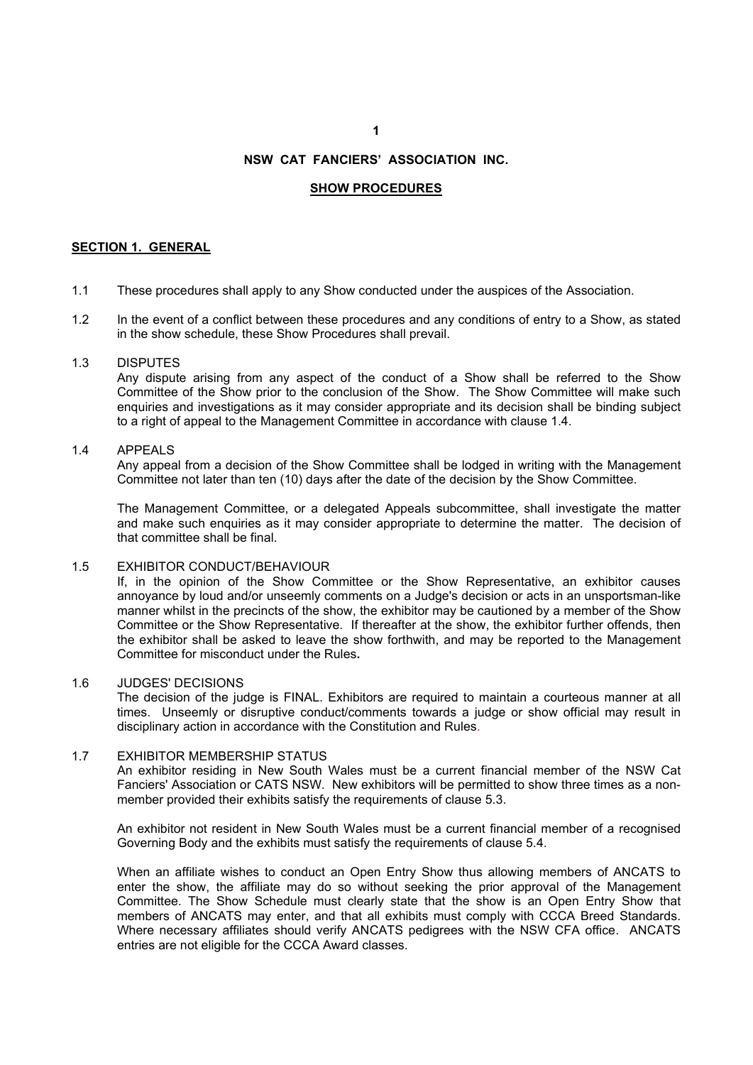# NSW CAT FANCIERS' ASSOCIATION INC.

## SHOW PROCEDURES

### SECTION 1. GENERAL

1.1 These procedures shall apply to any Show conducted under the auspices of the Association.

1.2 In the event of a conflict between these procedures and any conditions of entry to a Show, as stated in the show schedule, these Show Procedures shall prevail.

1.3 DISPUTES

Any dispute arising from any aspect of the conduct of a Show shall be referred to the Show Committee of the Show prior to the conclusion of the Show. The Show Committee will make such enquiries and investigations as it may consider appropriate and its decision shall be binding subject to a right of appeal to the Management Committee in accordance with clause 1.4.

1.4 APPEALS

Any appeal from a decision of the Show Committee shall be lodged in writing with the Management Committee not later than ten (10) days after the date of the decision by the Show Committee.

The Management Committee, or a delegated Appeals subcommittee, shall investigate the matter and make such enquiries as it may consider appropriate to determine the matter. The decision of that committee shall be final.

1.5 EXHIBITOR CONDUCT/BEHAVIOUR

If, in the opinion of the Show Committee or the Show Representative, an exhibitor causes annoyance by loud and/or unseemly comments on a Judge's decision or acts in an unsportsman-like manner whilst in the precincts of the show, the exhibitor may be cautioned by a member of the Show Committee or the Show Representative. If thereafter at the show, the exhibitor further offends, then the exhibitor shall be asked to leave the show forthwith, and may be reported to the Management Committee for misconduct under the Rules**.**

1.6 JUDGES' DECISIONS

The decision of the judge is FINAL. Exhibitors are required to maintain a courteous manner at all times. Unseemly or disruptive conduct/comments towards a judge or show official may result in disciplinary action in accordance with the Constitution and Rules.

1.7 EXHIBITOR MEMBERSHIP STATUS

An exhibitor residing in New South Wales must be a current financial member of the NSW Cat Fanciers' Association or CATS NSW. New exhibitors will be permitted to show three times as a non-member provided their exhibits satisfy the requirements of clause 5.3.

An exhibitor not resident in New South Wales must be a current financial member of a recognised Governing Body and the exhibits must satisfy the requirements of clause 5.4.

When an affiliate wishes to conduct an Open Entry Show thus allowing members of ANCATS to enter the show, the affiliate may do so without seeking the prior approval of the Management Committee. The Show Schedule must clearly state that the show is an Open Entry Show that members of ANCATS may enter, and that all exhibits must comply with CCCA Breed Standards. Where necessary affiliates should verify ANCATS pedigrees with the NSW CFA office. ANCATS entries are not eligible for the CCCA Award classes.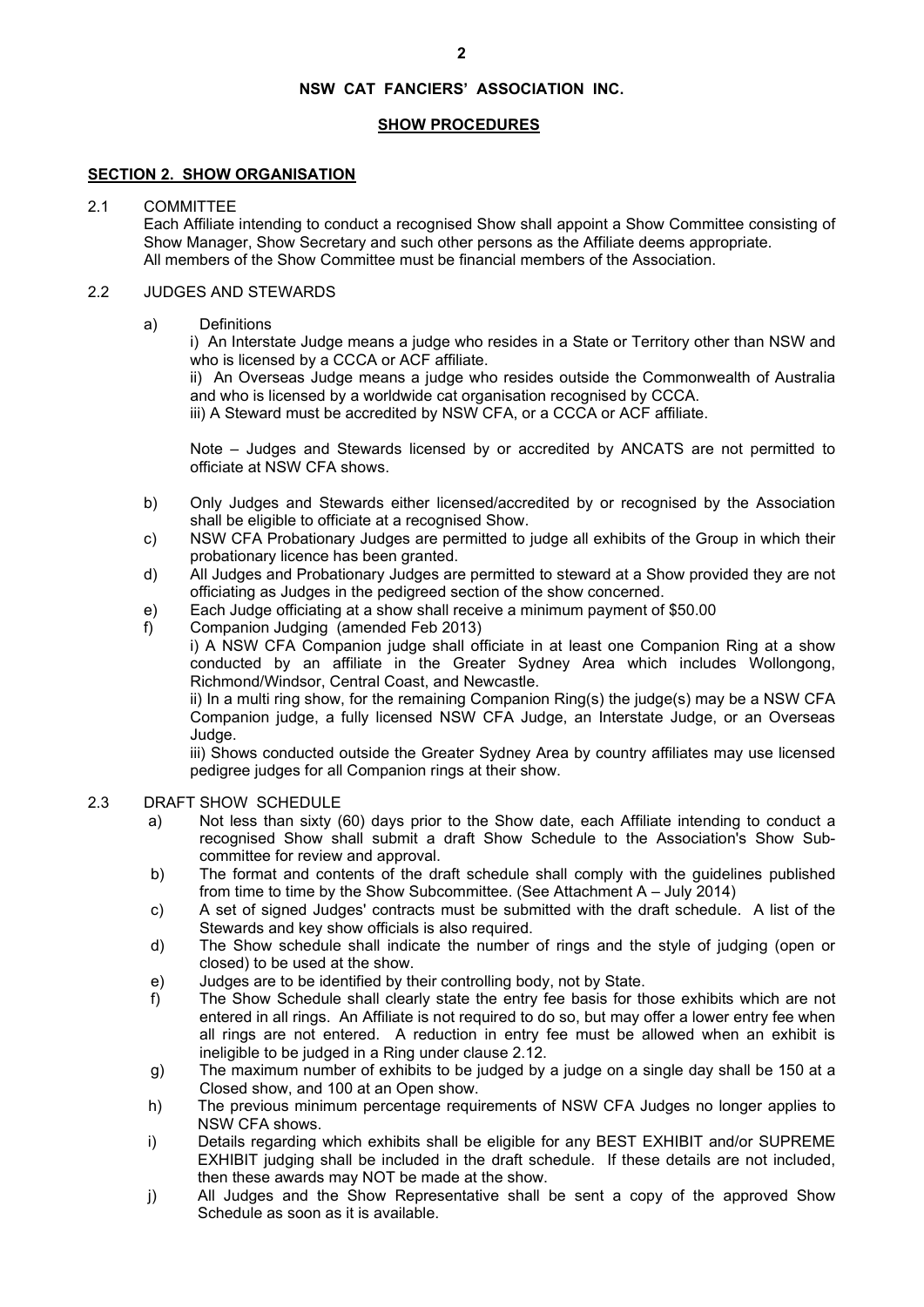**NSW CAT FANCIERS' ASSOCIATION INC.**

**SHOW PROCEDURES**

## SECTION 2. SHOW ORGANISATION

2.1 COMMITTEE

Each Affiliate intending to conduct a recognised Show shall appoint a Show Committee consisting of Show Manager, Show Secretary and such other persons as the Affiliate deems appropriate.
All members of the Show Committee must be financial members of the Association.

2.2 JUDGES AND STEWARDS

a) Definitions

i) An Interstate Judge means a judge who resides in a State or Territory other than NSW and who is licensed by a CCCA or ACF affiliate.

ii) An Overseas Judge means a judge who resides outside the Commonwealth of Australia and who is licensed by a worldwide cat organisation recognised by CCCA.

iii) A Steward must be accredited by NSW CFA, or a CCCA or ACF affiliate.

Note – Judges and Stewards licensed by or accredited by ANCATS are not permitted to officiate at NSW CFA shows.

b) Only Judges and Stewards either licensed/accredited by or recognised by the Association shall be eligible to officiate at a recognised Show.

c) NSW CFA Probationary Judges are permitted to judge all exhibits of the Group in which their probationary licence has been granted.

d) All Judges and Probationary Judges are permitted to steward at a Show provided they are not officiating as Judges in the pedigreed section of the show concerned.

e) Each Judge officiating at a show shall receive a minimum payment of $50.00

f) Companion Judging (amended Feb 2013)

i) A NSW CFA Companion judge shall officiate in at least one Companion Ring at a show conducted by an affiliate in the Greater Sydney Area which includes Wollongong, Richmond/Windsor, Central Coast, and Newcastle.

ii) In a multi ring show, for the remaining Companion Ring(s) the judge(s) may be a NSW CFA Companion judge, a fully licensed NSW CFA Judge, an Interstate Judge, or an Overseas Judge.

iii) Shows conducted outside the Greater Sydney Area by country affiliates may use licensed pedigree judges for all Companion rings at their show.

2.3 DRAFT SHOW SCHEDULE

a) Not less than sixty (60) days prior to the Show date, each Affiliate intending to conduct a recognised Show shall submit a draft Show Schedule to the Association's Show Sub-committee for review and approval.

b) The format and contents of the draft schedule shall comply with the guidelines published from time to time by the Show Subcommittee. (See Attachment A – July 2014)

c) A set of signed Judges' contracts must be submitted with the draft schedule. A list of the Stewards and key show officials is also required.

d) The Show schedule shall indicate the number of rings and the style of judging (open or closed) to be used at the show.

e) Judges are to be identified by their controlling body, not by State.

f) The Show Schedule shall clearly state the entry fee basis for those exhibits which are not entered in all rings. An Affiliate is not required to do so, but may offer a lower entry fee when all rings are not entered. A reduction in entry fee must be allowed when an exhibit is ineligible to be judged in a Ring under clause 2.12.

g) The maximum number of exhibits to be judged by a judge on a single day shall be 150 at a Closed show, and 100 at an Open show.

h) The previous minimum percentage requirements of NSW CFA Judges no longer applies to NSW CFA shows.

i) Details regarding which exhibits shall be eligible for any BEST EXHIBIT and/or SUPREME EXHIBIT judging shall be included in the draft schedule. If these details are not included, then these awards may NOT be made at the show.

j) All Judges and the Show Representative shall be sent a copy of the approved Show Schedule as soon as it is available.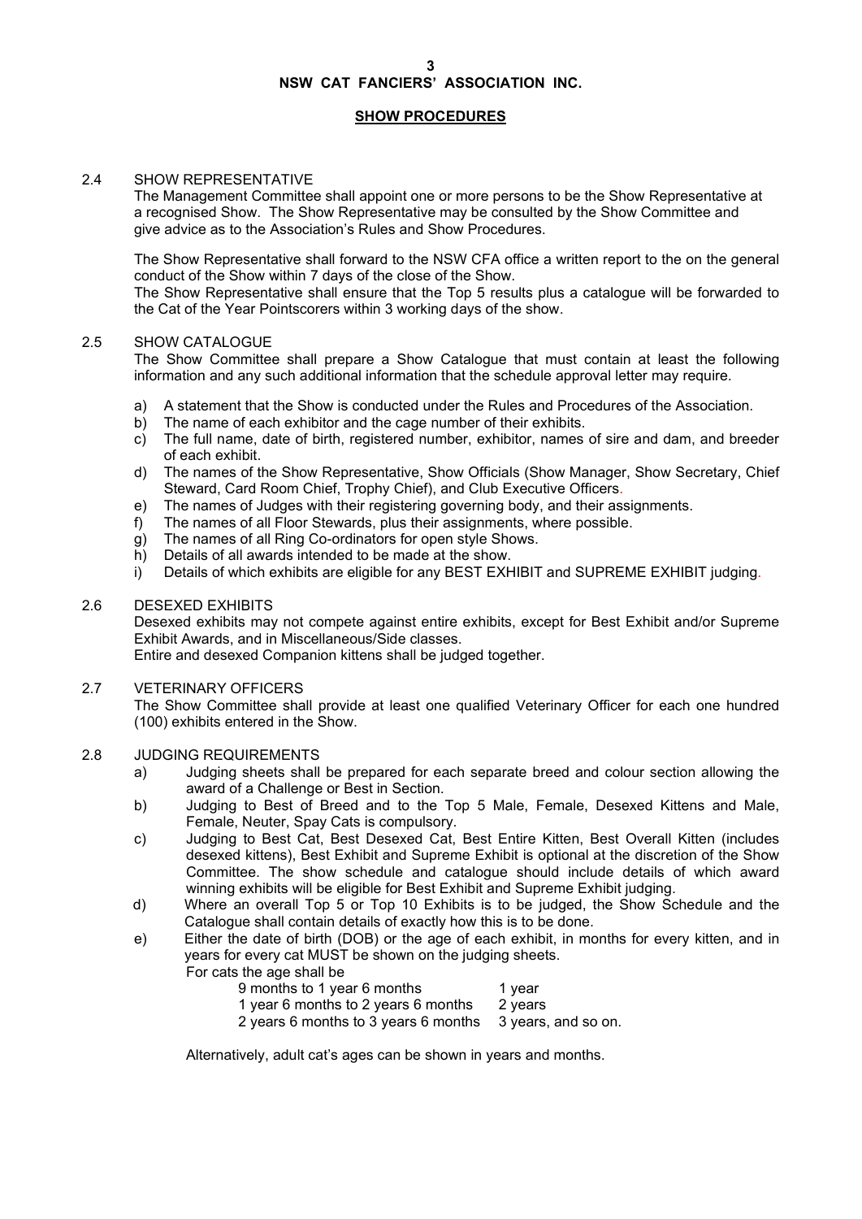# NSW CAT FANCIERS' ASSOCIATION INC.

## SHOW PROCEDURES

2.4 SHOW REPRESENTATIVE

The Management Committee shall appoint one or more persons to be the Show Representative at a recognised Show. The Show Representative may be consulted by the Show Committee and give advice as to the Association's Rules and Show Procedures.

The Show Representative shall forward to the NSW CFA office a written report to the on the general conduct of the Show within 7 days of the close of the Show.

The Show Representative shall ensure that the Top 5 results plus a catalogue will be forwarded to the Cat of the Year Pointscorers within 3 working days of the show.

2.5 SHOW CATALOGUE

The Show Committee shall prepare a Show Catalogue that must contain at least the following information and any such additional information that the schedule approval letter may require.

a) A statement that the Show is conducted under the Rules and Procedures of the Association.
b) The name of each exhibitor and the cage number of their exhibits.
c) The full name, date of birth, registered number, exhibitor, names of sire and dam, and breeder of each exhibit.
d) The names of the Show Representative, Show Officials (Show Manager, Show Secretary, Chief Steward, Card Room Chief, Trophy Chief), and Club Executive Officers.
e) The names of Judges with their registering governing body, and their assignments.
f) The names of all Floor Stewards, plus their assignments, where possible.
g) The names of all Ring Co-ordinators for open style Shows.
h) Details of all awards intended to be made at the show.
i) Details of which exhibits are eligible for any BEST EXHIBIT and SUPREME EXHIBIT judging.

2.6 DESEXED EXHIBITS

Desexed exhibits may not compete against entire exhibits, except for Best Exhibit and/or Supreme Exhibit Awards, and in Miscellaneous/Side classes.

Entire and desexed Companion kittens shall be judged together.

2.7 VETERINARY OFFICERS

The Show Committee shall provide at least one qualified Veterinary Officer for each one hundred (100) exhibits entered in the Show.

2.8 JUDGING REQUIREMENTS

a) Judging sheets shall be prepared for each separate breed and colour section allowing the award of a Challenge or Best in Section.
b) Judging to Best of Breed and to the Top 5 Male, Female, Desexed Kittens and Male, Female, Neuter, Spay Cats is compulsory.
c) Judging to Best Cat, Best Desexed Cat, Best Entire Kitten, Best Overall Kitten (includes desexed kittens), Best Exhibit and Supreme Exhibit is optional at the discretion of the Show Committee. The show schedule and catalogue should include details of which award winning exhibits will be eligible for Best Exhibit and Supreme Exhibit judging.
d) Where an overall Top 5 or Top 10 Exhibits is to be judged, the Show Schedule and the Catalogue shall contain details of exactly how this is to be done.
e) Either the date of birth (DOB) or the age of each exhibit, in months for every kitten, and in years for every cat MUST be shown on the judging sheets.

For cats the age shall be

| | |
|---|---|
| 9 months to 1 year 6 months | 1 year |
| 1 year 6 months to 2 years 6 months | 2 years |
| 2 years 6 months to 3 years 6 months | 3 years, and so on. |

Alternatively, adult cat's ages can be shown in years and months.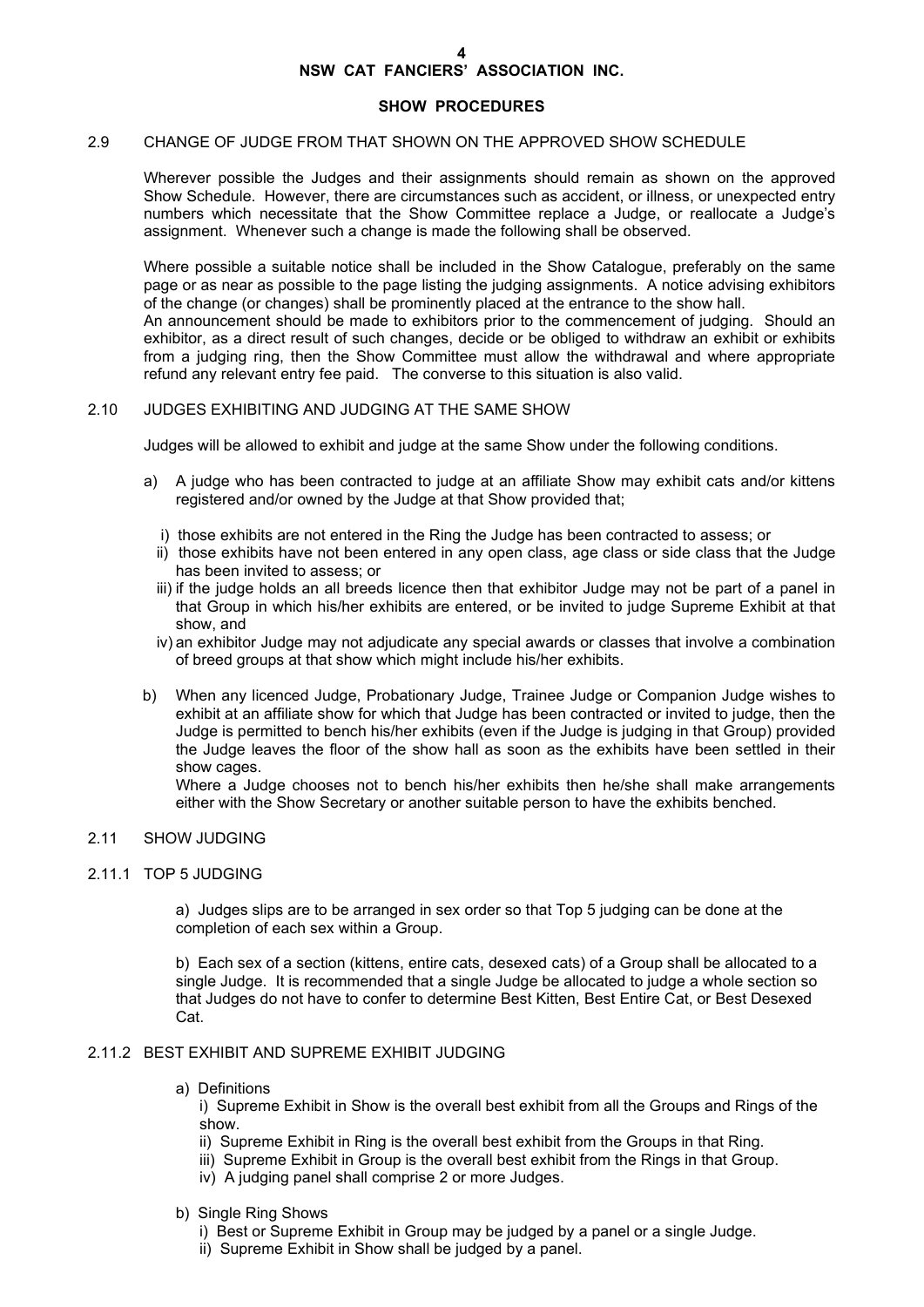## SHOW PROCEDURES

### 2.9 CHANGE OF JUDGE FROM THAT SHOWN ON THE APPROVED SHOW SCHEDULE

Wherever possible the Judges and their assignments should remain as shown on the approved Show Schedule. However, there are circumstances such as accident, or illness, or unexpected entry numbers which necessitate that the Show Committee replace a Judge, or reallocate a Judge's assignment. Whenever such a change is made the following shall be observed.

Where possible a suitable notice shall be included in the Show Catalogue, preferably on the same page or as near as possible to the page listing the judging assignments. A notice advising exhibitors of the change (or changes) shall be prominently placed at the entrance to the show hall.
An announcement should be made to exhibitors prior to the commencement of judging. Should an exhibitor, as a direct result of such changes, decide or be obliged to withdraw an exhibit or exhibits from a judging ring, then the Show Committee must allow the withdrawal and where appropriate refund any relevant entry fee paid. The converse to this situation is also valid.

### 2.10 JUDGES EXHIBITING AND JUDGING AT THE SAME SHOW

Judges will be allowed to exhibit and judge at the same Show under the following conditions.

a) A judge who has been contracted to judge at an affiliate Show may exhibit cats and/or kittens registered and/or owned by the Judge at that Show provided that;

   i) those exhibits are not entered in the Ring the Judge has been contracted to assess; or
   ii) those exhibits have not been entered in any open class, age class or side class that the Judge has been invited to assess; or
   iii) if the judge holds an all breeds licence then that exhibitor Judge may not be part of a panel in that Group in which his/her exhibits are entered, or be invited to judge Supreme Exhibit at that show, and
   iv) an exhibitor Judge may not adjudicate any special awards or classes that involve a combination of breed groups at that show which might include his/her exhibits.

b) When any licenced Judge, Probationary Judge, Trainee Judge or Companion Judge wishes to exhibit at an affiliate show for which that Judge has been contracted or invited to judge, then the Judge is permitted to bench his/her exhibits (even if the Judge is judging in that Group) provided the Judge leaves the floor of the show hall as soon as the exhibits have been settled in their show cages.
Where a Judge chooses not to bench his/her exhibits then he/she shall make arrangements either with the Show Secretary or another suitable person to have the exhibits benched.

### 2.11 SHOW JUDGING

#### 2.11.1 TOP 5 JUDGING

a) Judges slips are to be arranged in sex order so that Top 5 judging can be done at the completion of each sex within a Group.

b) Each sex of a section (kittens, entire cats, desexed cats) of a Group shall be allocated to a single Judge. It is recommended that a single Judge be allocated to judge a whole section so that Judges do not have to confer to determine Best Kitten, Best Entire Cat, or Best Desexed Cat.

#### 2.11.2 BEST EXHIBIT AND SUPREME EXHIBIT JUDGING

a) Definitions
   i) Supreme Exhibit in Show is the overall best exhibit from all the Groups and Rings of the show.
   ii) Supreme Exhibit in Ring is the overall best exhibit from the Groups in that Ring.
   iii) Supreme Exhibit in Group is the overall best exhibit from the Rings in that Group.
   iv) A judging panel shall comprise 2 or more Judges.

b) Single Ring Shows
   i) Best or Supreme Exhibit in Group may be judged by a panel or a single Judge.
   ii) Supreme Exhibit in Show shall be judged by a panel.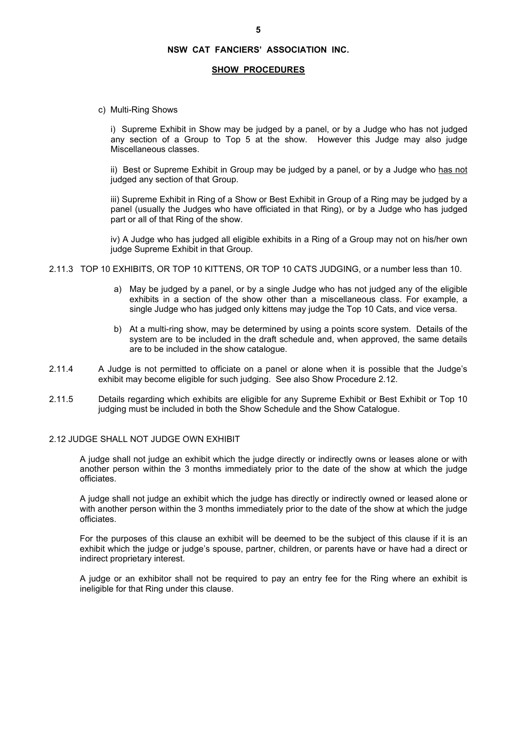c) Multi-Ring Shows

i) Supreme Exhibit in Show may be judged by a panel, or by a Judge who has not judged any section of a Group to Top 5 at the show. However this Judge may also judge Miscellaneous classes.

ii) Best or Supreme Exhibit in Group may be judged by a panel, or by a Judge who <u>has not</u> judged any section of that Group.

iii) Supreme Exhibit in Ring of a Show or Best Exhibit in Group of a Ring may be judged by a panel (usually the Judges who have officiated in that Ring), or by a Judge who has judged part or all of that Ring of the show.

iv) A Judge who has judged all eligible exhibits in a Ring of a Group may not on his/her own judge Supreme Exhibit in that Group.

2.11.3 TOP 10 EXHIBITS, OR TOP 10 KITTENS, OR TOP 10 CATS JUDGING, or a number less than 10.

a) May be judged by a panel, or by a single Judge who has not judged any of the eligible exhibits in a section of the show other than a miscellaneous class. For example, a single Judge who has judged only kittens may judge the Top 10 Cats, and vice versa.

b) At a multi-ring show, may be determined by using a points score system. Details of the system are to be included in the draft schedule and, when approved, the same details are to be included in the show catalogue.

2.11.4 A Judge is not permitted to officiate on a panel or alone when it is possible that the Judge's exhibit may become eligible for such judging. See also Show Procedure 2.12.

2.11.5 Details regarding which exhibits are eligible for any Supreme Exhibit or Best Exhibit or Top 10 judging must be included in both the Show Schedule and the Show Catalogue.

## 2.12 JUDGE SHALL NOT JUDGE OWN EXHIBIT

A judge shall not judge an exhibit which the judge directly or indirectly owns or leases alone or with another person within the 3 months immediately prior to the date of the show at which the judge officiates.

A judge shall not judge an exhibit which the judge has directly or indirectly owned or leased alone or with another person within the 3 months immediately prior to the date of the show at which the judge officiates.

For the purposes of this clause an exhibit will be deemed to be the subject of this clause if it is an exhibit which the judge or judge's spouse, partner, children, or parents have or have had a direct or indirect proprietary interest.

A judge or an exhibitor shall not be required to pay an entry fee for the Ring where an exhibit is ineligible for that Ring under this clause.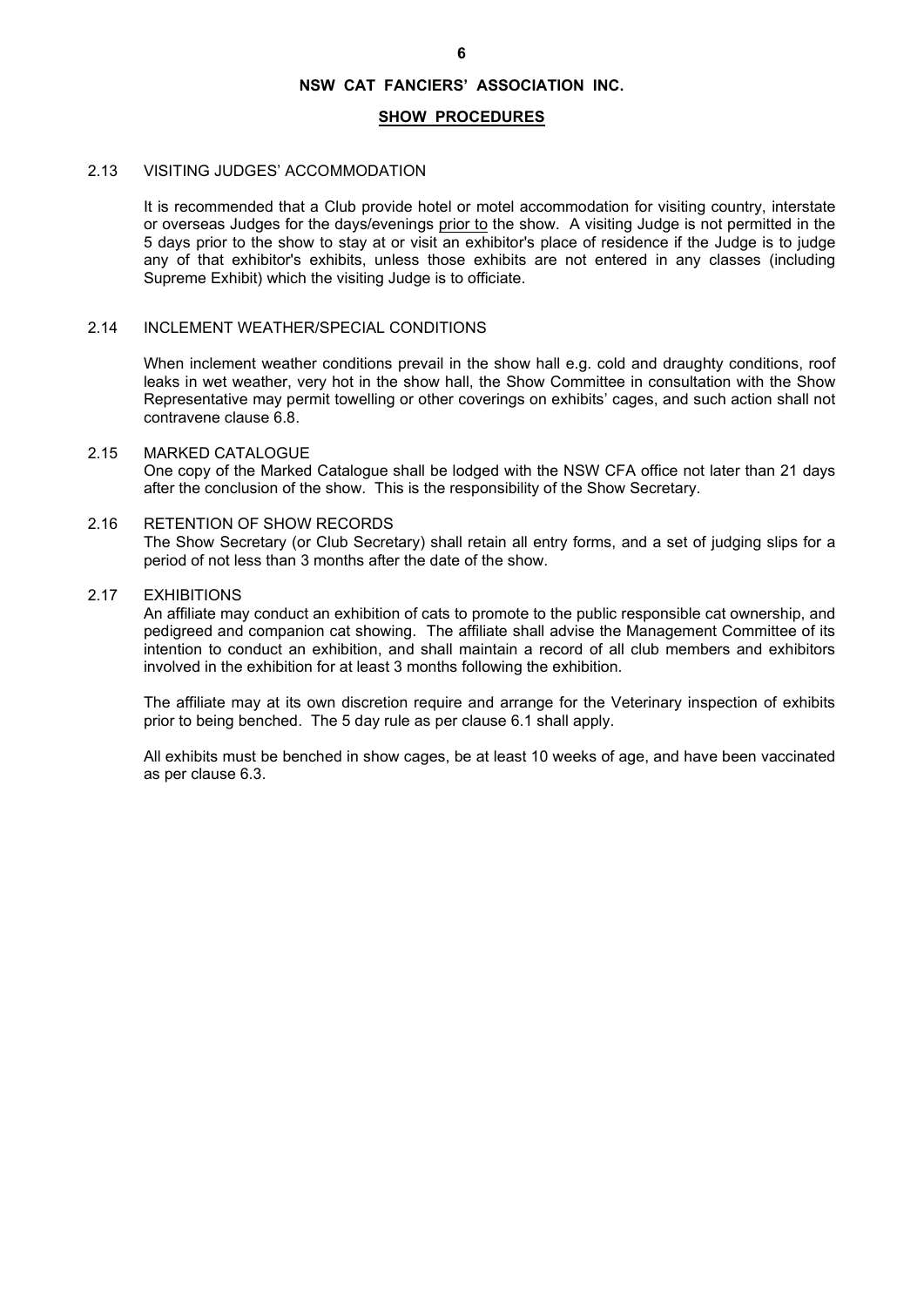## NSW CAT FANCIERS' ASSOCIATION INC.

### SHOW PROCEDURES

2.13 VISITING JUDGES' ACCOMMODATION

It is recommended that a Club provide hotel or motel accommodation for visiting country, interstate or overseas Judges for the days/evenings prior to the show. A visiting Judge is not permitted in the 5 days prior to the show to stay at or visit an exhibitor's place of residence if the Judge is to judge any of that exhibitor's exhibits, unless those exhibits are not entered in any classes (including Supreme Exhibit) which the visiting Judge is to officiate.

2.14 INCLEMENT WEATHER/SPECIAL CONDITIONS

When inclement weather conditions prevail in the show hall e.g. cold and draughty conditions, roof leaks in wet weather, very hot in the show hall, the Show Committee in consultation with the Show Representative may permit towelling or other coverings on exhibits' cages, and such action shall not contravene clause 6.8.

2.15 MARKED CATALOGUE

One copy of the Marked Catalogue shall be lodged with the NSW CFA office not later than 21 days after the conclusion of the show. This is the responsibility of the Show Secretary.

2.16 RETENTION OF SHOW RECORDS

The Show Secretary (or Club Secretary) shall retain all entry forms, and a set of judging slips for a period of not less than 3 months after the date of the show.

2.17 EXHIBITIONS

An affiliate may conduct an exhibition of cats to promote to the public responsible cat ownership, and pedigreed and companion cat showing. The affiliate shall advise the Management Committee of its intention to conduct an exhibition, and shall maintain a record of all club members and exhibitors involved in the exhibition for at least 3 months following the exhibition.

The affiliate may at its own discretion require and arrange for the Veterinary inspection of exhibits prior to being benched. The 5 day rule as per clause 6.1 shall apply.

All exhibits must be benched in show cages, be at least 10 weeks of age, and have been vaccinated as per clause 6.3.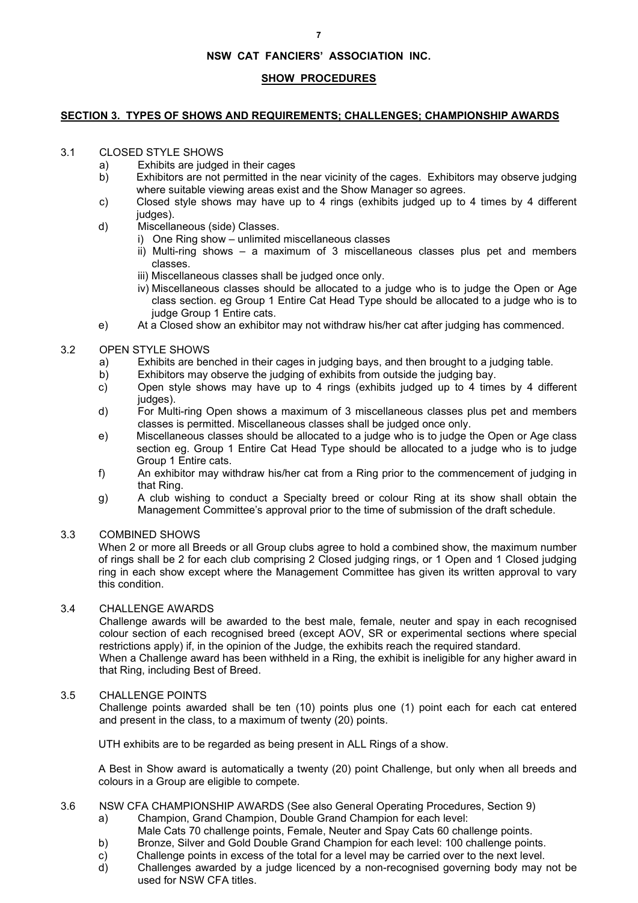**NSW CAT FANCIERS' ASSOCIATION INC.**

**SHOW PROCEDURES**

## SECTION 3. TYPES OF SHOWS AND REQUIREMENTS; CHALLENGES; CHAMPIONSHIP AWARDS

### 3.1 CLOSED STYLE SHOWS

a) Exhibits are judged in their cages

b) Exhibitors are not permitted in the near vicinity of the cages. Exhibitors may observe judging where suitable viewing areas exist and the Show Manager so agrees.

c) Closed style shows may have up to 4 rings (exhibits judged up to 4 times by 4 different judges).

d) Miscellaneous (side) Classes.

i) One Ring show – unlimited miscellaneous classes

ii) Multi-ring shows – a maximum of 3 miscellaneous classes plus pet and members classes.

iii) Miscellaneous classes shall be judged once only.

iv) Miscellaneous classes should be allocated to a judge who is to judge the Open or Age class section. eg Group 1 Entire Cat Head Type should be allocated to a judge who is to judge Group 1 Entire cats.

e) At a Closed show an exhibitor may not withdraw his/her cat after judging has commenced.

### 3.2 OPEN STYLE SHOWS

a) Exhibits are benched in their cages in judging bays, and then brought to a judging table.

b) Exhibitors may observe the judging of exhibits from outside the judging bay.

c) Open style shows may have up to 4 rings (exhibits judged up to 4 times by 4 different judges).

d) For Multi-ring Open shows a maximum of 3 miscellaneous classes plus pet and members classes is permitted. Miscellaneous classes shall be judged once only.

e) Miscellaneous classes should be allocated to a judge who is to judge the Open or Age class section eg. Group 1 Entire Cat Head Type should be allocated to a judge who is to judge Group 1 Entire cats.

f) An exhibitor may withdraw his/her cat from a Ring prior to the commencement of judging in that Ring.

g) A club wishing to conduct a Specialty breed or colour Ring at its show shall obtain the Management Committee's approval prior to the time of submission of the draft schedule.

### 3.3 COMBINED SHOWS

When 2 or more all Breeds or all Group clubs agree to hold a combined show, the maximum number of rings shall be 2 for each club comprising 2 Closed judging rings, or 1 Open and 1 Closed judging ring in each show except where the Management Committee has given its written approval to vary this condition.

### 3.4 CHALLENGE AWARDS

Challenge awards will be awarded to the best male, female, neuter and spay in each recognised colour section of each recognised breed (except AOV, SR or experimental sections where special restrictions apply) if, in the opinion of the Judge, the exhibits reach the required standard.

When a Challenge award has been withheld in a Ring, the exhibit is ineligible for any higher award in that Ring, including Best of Breed.

### 3.5 CHALLENGE POINTS

Challenge points awarded shall be ten (10) points plus one (1) point each for each cat entered and present in the class, to a maximum of twenty (20) points.

UTH exhibits are to be regarded as being present in ALL Rings of a show.

A Best in Show award is automatically a twenty (20) point Challenge, but only when all breeds and colours in a Group are eligible to compete.

### 3.6 NSW CFA CHAMPIONSHIP AWARDS (See also General Operating Procedures, Section 9)

a) Champion, Grand Champion, Double Grand Champion for each level:
Male Cats 70 challenge points, Female, Neuter and Spay Cats 60 challenge points.

b) Bronze, Silver and Gold Double Grand Champion for each level: 100 challenge points.

c) Challenge points in excess of the total for a level may be carried over to the next level.

d) Challenges awarded by a judge licenced by a non-recognised governing body may not be used for NSW CFA titles.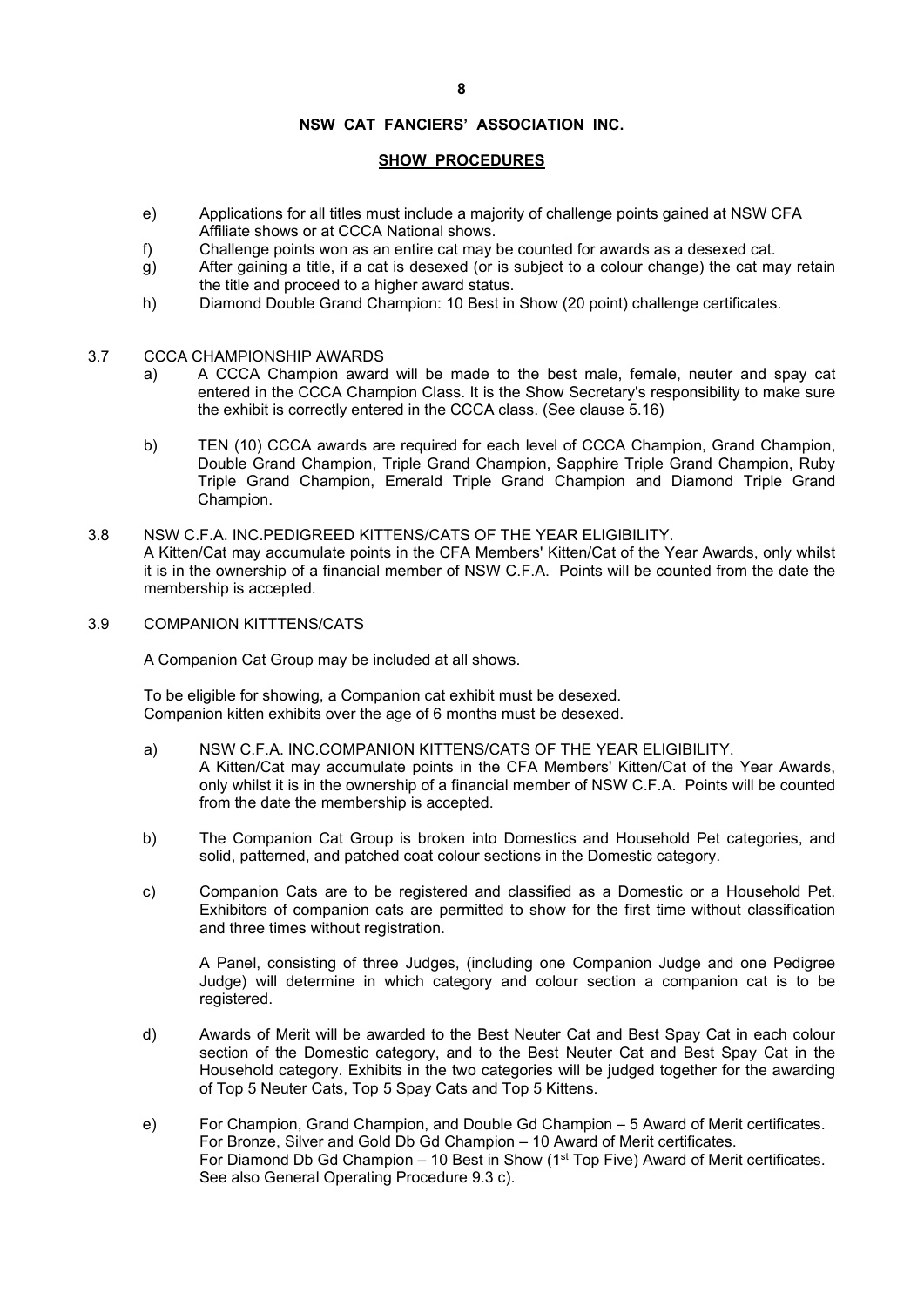**NSW CAT FANCIERS' ASSOCIATION INC.**

**SHOW PROCEDURES**

e) Applications for all titles must include a majority of challenge points gained at NSW CFA Affiliate shows or at CCCA National shows.

f) Challenge points won as an entire cat may be counted for awards as a desexed cat.

g) After gaining a title, if a cat is desexed (or is subject to a colour change) the cat may retain the title and proceed to a higher award status.

h) Diamond Double Grand Champion: 10 Best in Show (20 point) challenge certificates.

3.7 CCCA CHAMPIONSHIP AWARDS

a) A CCCA Champion award will be made to the best male, female, neuter and spay cat entered in the CCCA Champion Class. It is the Show Secretary's responsibility to make sure the exhibit is correctly entered in the CCCA class. (See clause 5.16)

b) TEN (10) CCCA awards are required for each level of CCCA Champion, Grand Champion, Double Grand Champion, Triple Grand Champion, Sapphire Triple Grand Champion, Ruby Triple Grand Champion, Emerald Triple Grand Champion and Diamond Triple Grand Champion.

3.8 NSW C.F.A. INC.PEDIGREED KITTENS/CATS OF THE YEAR ELIGIBILITY.
A Kitten/Cat may accumulate points in the CFA Members' Kitten/Cat of the Year Awards, only whilst it is in the ownership of a financial member of NSW C.F.A. Points will be counted from the date the membership is accepted.

3.9 COMPANION KITTTENS/CATS

A Companion Cat Group may be included at all shows.

To be eligible for showing, a Companion cat exhibit must be desexed.
Companion kitten exhibits over the age of 6 months must be desexed.

a) NSW C.F.A. INC.COMPANION KITTENS/CATS OF THE YEAR ELIGIBILITY.
A Kitten/Cat may accumulate points in the CFA Members' Kitten/Cat of the Year Awards, only whilst it is in the ownership of a financial member of NSW C.F.A. Points will be counted from the date the membership is accepted.

b) The Companion Cat Group is broken into Domestics and Household Pet categories, and solid, patterned, and patched coat colour sections in the Domestic category.

c) Companion Cats are to be registered and classified as a Domestic or a Household Pet. Exhibitors of companion cats are permitted to show for the first time without classification and three times without registration.

A Panel, consisting of three Judges, (including one Companion Judge and one Pedigree Judge) will determine in which category and colour section a companion cat is to be registered.

d) Awards of Merit will be awarded to the Best Neuter Cat and Best Spay Cat in each colour section of the Domestic category, and to the Best Neuter Cat and Best Spay Cat in the Household category. Exhibits in the two categories will be judged together for the awarding of Top 5 Neuter Cats, Top 5 Spay Cats and Top 5 Kittens.

e) For Champion, Grand Champion, and Double Gd Champion – 5 Award of Merit certificates.
For Bronze, Silver and Gold Db Gd Champion – 10 Award of Merit certificates.
For Diamond Db Gd Champion – 10 Best in Show (1st Top Five) Award of Merit certificates.
See also General Operating Procedure 9.3 c).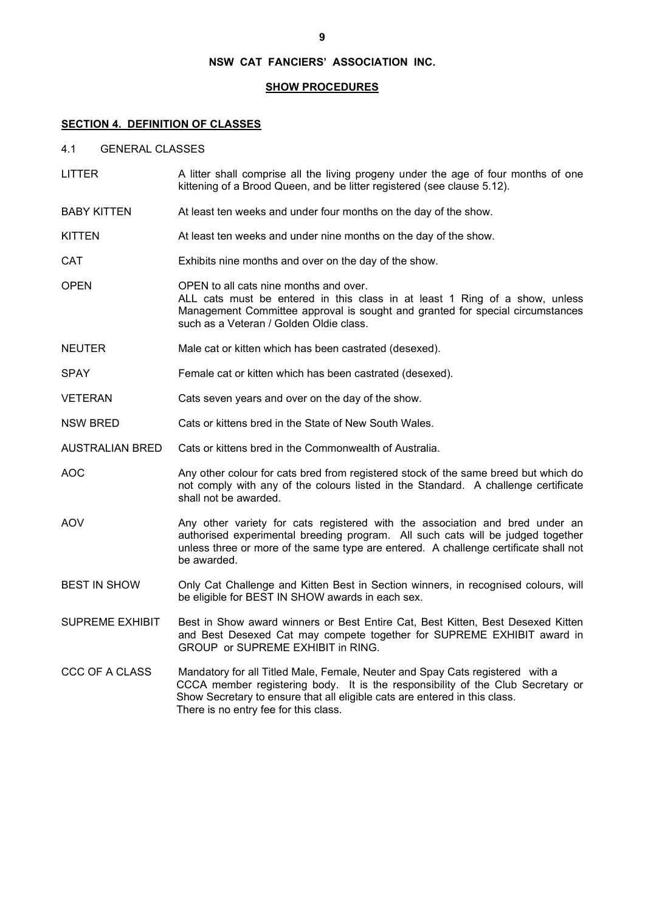**NSW CAT FANCIERS' ASSOCIATION INC.**

**SHOW PROCEDURES**

## SECTION 4. DEFINITION OF CLASSES

### 4.1 GENERAL CLASSES

| | |
|---|---|
| LITTER | A litter shall comprise all the living progeny under the age of four months of one kittening of a Brood Queen, and be litter registered (see clause 5.12). |
| BABY KITTEN | At least ten weeks and under four months on the day of the show. |
| KITTEN | At least ten weeks and under nine months on the day of the show. |
| CAT | Exhibits nine months and over on the day of the show. |
| OPEN | OPEN to all cats nine months and over. ALL cats must be entered in this class in at least 1 Ring of a show, unless Management Committee approval is sought and granted for special circumstances such as a Veteran / Golden Oldie class. |
| NEUTER | Male cat or kitten which has been castrated (desexed). |
| SPAY | Female cat or kitten which has been castrated (desexed). |
| VETERAN | Cats seven years and over on the day of the show. |
| NSW BRED | Cats or kittens bred in the State of New South Wales. |
| AUSTRALIAN BRED | Cats or kittens bred in the Commonwealth of Australia. |
| AOC | Any other colour for cats bred from registered stock of the same breed but which do not comply with any of the colours listed in the Standard. A challenge certificate shall not be awarded. |
| AOV | Any other variety for cats registered with the association and bred under an authorised experimental breeding program. All such cats will be judged together unless three or more of the same type are entered. A challenge certificate shall not be awarded. |
| BEST IN SHOW | Only Cat Challenge and Kitten Best in Section winners, in recognised colours, will be eligible for BEST IN SHOW awards in each sex. |
| SUPREME EXHIBIT | Best in Show award winners or Best Entire Cat, Best Kitten, Best Desexed Kitten and Best Desexed Cat may compete together for SUPREME EXHIBIT award in GROUP or SUPREME EXHIBIT in RING. |
| CCC OF A CLASS | Mandatory for all Titled Male, Female, Neuter and Spay Cats registered with a CCCA member registering body. It is the responsibility of the Club Secretary or Show Secretary to ensure that all eligible cats are entered in this class. There is no entry fee for this class. |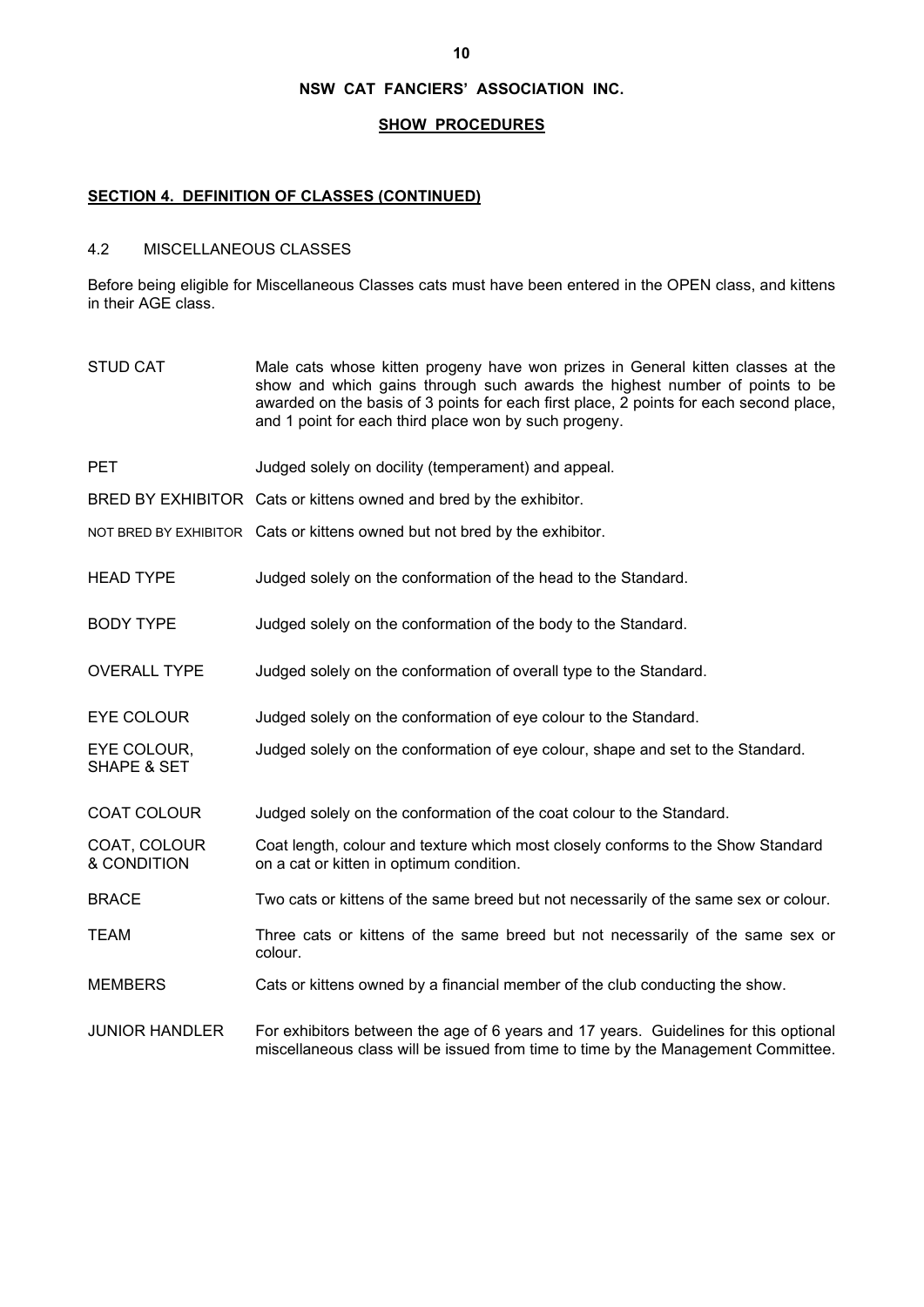# NSW CAT FANCIERS' ASSOCIATION INC.

## SHOW PROCEDURES

### SECTION 4. DEFINITION OF CLASSES (CONTINUED)

4.2 MISCELLANEOUS CLASSES

Before being eligible for Miscellaneous Classes cats must have been entered in the OPEN class, and kittens in their AGE class.

| | |
|---|---|
| STUD CAT | Male cats whose kitten progeny have won prizes in General kitten classes at the show and which gains through such awards the highest number of points to be awarded on the basis of 3 points for each first place, 2 points for each second place, and 1 point for each third place won by such progeny. |
| PET | Judged solely on docility (temperament) and appeal. |
| BRED BY EXHIBITOR | Cats or kittens owned and bred by the exhibitor. |
| NOT BRED BY EXHIBITOR | Cats or kittens owned but not bred by the exhibitor. |
| HEAD TYPE | Judged solely on the conformation of the head to the Standard. |
| BODY TYPE | Judged solely on the conformation of the body to the Standard. |
| OVERALL TYPE | Judged solely on the conformation of overall type to the Standard. |
| EYE COLOUR | Judged solely on the conformation of eye colour to the Standard. |
| EYE COLOUR, SHAPE & SET | Judged solely on the conformation of eye colour, shape and set to the Standard. |
| COAT COLOUR | Judged solely on the conformation of the coat colour to the Standard. |
| COAT, COLOUR & CONDITION | Coat length, colour and texture which most closely conforms to the Show Standard on a cat or kitten in optimum condition. |
| BRACE | Two cats or kittens of the same breed but not necessarily of the same sex or colour. |
| TEAM | Three cats or kittens of the same breed but not necessarily of the same sex or colour. |
| MEMBERS | Cats or kittens owned by a financial member of the club conducting the show. |
| JUNIOR HANDLER | For exhibitors between the age of 6 years and 17 years. Guidelines for this optional miscellaneous class will be issued from time to time by the Management Committee. |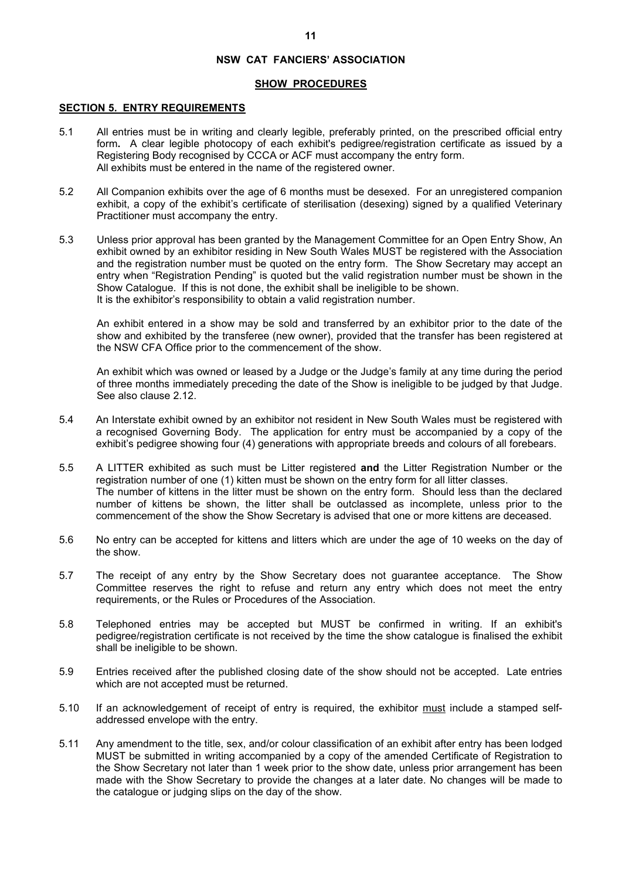## NSW CAT FANCIERS' ASSOCIATION

### SHOW PROCEDURES

### SECTION 5. ENTRY REQUIREMENTS

5.1 All entries must be in writing and clearly legible, preferably printed, on the prescribed official entry form**.** A clear legible photocopy of each exhibit's pedigree/registration certificate as issued by a Registering Body recognised by CCCA or ACF must accompany the entry form.
All exhibits must be entered in the name of the registered owner.

5.2 All Companion exhibits over the age of 6 months must be desexed. For an unregistered companion exhibit, a copy of the exhibit's certificate of sterilisation (desexing) signed by a qualified Veterinary Practitioner must accompany the entry.

5.3 Unless prior approval has been granted by the Management Committee for an Open Entry Show, An exhibit owned by an exhibitor residing in New South Wales MUST be registered with the Association and the registration number must be quoted on the entry form. The Show Secretary may accept an entry when "Registration Pending" is quoted but the valid registration number must be shown in the Show Catalogue. If this is not done, the exhibit shall be ineligible to be shown.
It is the exhibitor's responsibility to obtain a valid registration number.

An exhibit entered in a show may be sold and transferred by an exhibitor prior to the date of the show and exhibited by the transferee (new owner), provided that the transfer has been registered at the NSW CFA Office prior to the commencement of the show.

An exhibit which was owned or leased by a Judge or the Judge's family at any time during the period of three months immediately preceding the date of the Show is ineligible to be judged by that Judge. See also clause 2.12.

5.4 An Interstate exhibit owned by an exhibitor not resident in New South Wales must be registered with a recognised Governing Body. The application for entry must be accompanied by a copy of the exhibit's pedigree showing four (4) generations with appropriate breeds and colours of all forebears.

5.5 A LITTER exhibited as such must be Litter registered **and** the Litter Registration Number or the registration number of one (1) kitten must be shown on the entry form for all litter classes.
The number of kittens in the litter must be shown on the entry form. Should less than the declared number of kittens be shown, the litter shall be outclassed as incomplete, unless prior to the commencement of the show the Show Secretary is advised that one or more kittens are deceased.

5.6 No entry can be accepted for kittens and litters which are under the age of 10 weeks on the day of the show.

5.7 The receipt of any entry by the Show Secretary does not guarantee acceptance. The Show Committee reserves the right to refuse and return any entry which does not meet the entry requirements, or the Rules or Procedures of the Association.

5.8 Telephoned entries may be accepted but MUST be confirmed in writing. If an exhibit's pedigree/registration certificate is not received by the time the show catalogue is finalised the exhibit shall be ineligible to be shown.

5.9 Entries received after the published closing date of the show should not be accepted. Late entries which are not accepted must be returned.

5.10 If an acknowledgement of receipt of entry is required, the exhibitor must include a stamped self-addressed envelope with the entry.

5.11 Any amendment to the title, sex, and/or colour classification of an exhibit after entry has been lodged MUST be submitted in writing accompanied by a copy of the amended Certificate of Registration to the Show Secretary not later than 1 week prior to the show date, unless prior arrangement has been made with the Show Secretary to provide the changes at a later date. No changes will be made to the catalogue or judging slips on the day of the show.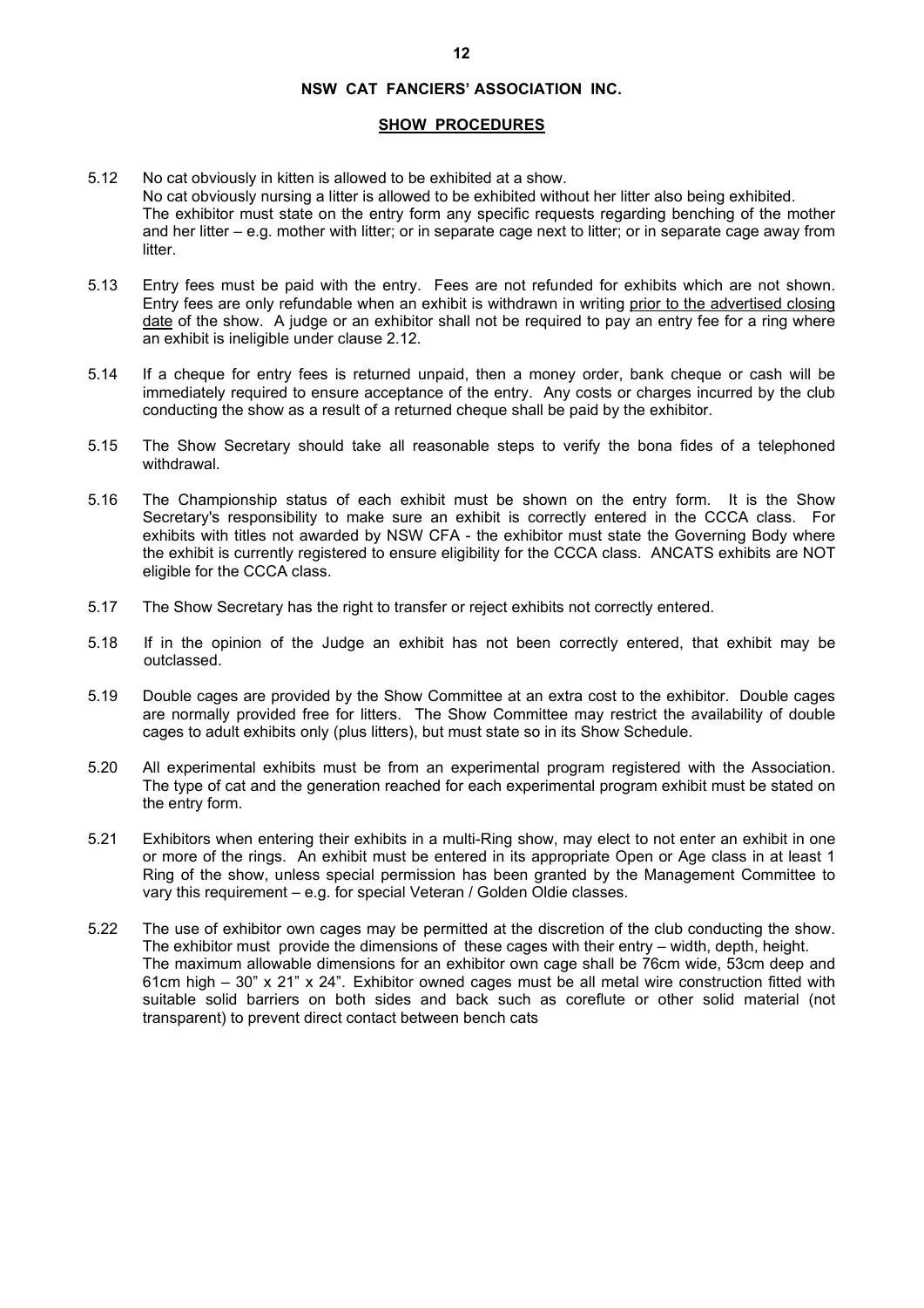**NSW CAT FANCIERS' ASSOCIATION INC.**

**SHOW PROCEDURES**

5.12 No cat obviously in kitten is allowed to be exhibited at a show.
No cat obviously nursing a litter is allowed to be exhibited without her litter also being exhibited.
The exhibitor must state on the entry form any specific requests regarding benching of the mother and her litter – e.g. mother with litter; or in separate cage next to litter; or in separate cage away from litter.

5.13 Entry fees must be paid with the entry. Fees are not refunded for exhibits which are not shown. Entry fees are only refundable when an exhibit is withdrawn in writing prior to the advertised closing date of the show. A judge or an exhibitor shall not be required to pay an entry fee for a ring where an exhibit is ineligible under clause 2.12.

5.14 If a cheque for entry fees is returned unpaid, then a money order, bank cheque or cash will be immediately required to ensure acceptance of the entry. Any costs or charges incurred by the club conducting the show as a result of a returned cheque shall be paid by the exhibitor.

5.15 The Show Secretary should take all reasonable steps to verify the bona fides of a telephoned withdrawal.

5.16 The Championship status of each exhibit must be shown on the entry form. It is the Show Secretary's responsibility to make sure an exhibit is correctly entered in the CCCA class. For exhibits with titles not awarded by NSW CFA - the exhibitor must state the Governing Body where the exhibit is currently registered to ensure eligibility for the CCCA class. ANCATS exhibits are NOT eligible for the CCCA class.

5.17 The Show Secretary has the right to transfer or reject exhibits not correctly entered.

5.18 If in the opinion of the Judge an exhibit has not been correctly entered, that exhibit may be outclassed.

5.19 Double cages are provided by the Show Committee at an extra cost to the exhibitor. Double cages are normally provided free for litters. The Show Committee may restrict the availability of double cages to adult exhibits only (plus litters), but must state so in its Show Schedule.

5.20 All experimental exhibits must be from an experimental program registered with the Association. The type of cat and the generation reached for each experimental program exhibit must be stated on the entry form.

5.21 Exhibitors when entering their exhibits in a multi-Ring show, may elect to not enter an exhibit in one or more of the rings. An exhibit must be entered in its appropriate Open or Age class in at least 1 Ring of the show, unless special permission has been granted by the Management Committee to vary this requirement – e.g. for special Veteran / Golden Oldie classes.

5.22 The use of exhibitor own cages may be permitted at the discretion of the club conducting the show. The exhibitor must provide the dimensions of these cages with their entry – width, depth, height.
The maximum allowable dimensions for an exhibitor own cage shall be 76cm wide, 53cm deep and 61cm high – 30" x 21" x 24". Exhibitor owned cages must be all metal wire construction fitted with suitable solid barriers on both sides and back such as coreflute or other solid material (not transparent) to prevent direct contact between bench cats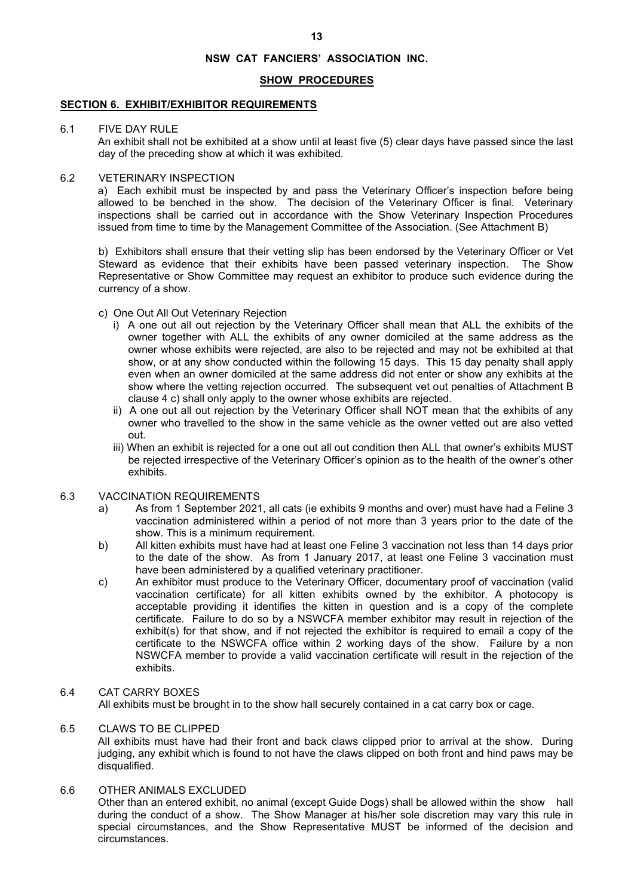**NSW CAT FANCIERS' ASSOCIATION INC.**

**SHOW PROCEDURES**

## SECTION 6. EXHIBIT/EXHIBITOR REQUIREMENTS

6.1 FIVE DAY RULE

An exhibit shall not be exhibited at a show until at least five (5) clear days have passed since the last day of the preceding show at which it was exhibited.

6.2 VETERINARY INSPECTION

a) Each exhibit must be inspected by and pass the Veterinary Officer's inspection before being allowed to be benched in the show. The decision of the Veterinary Officer is final. Veterinary inspections shall be carried out in accordance with the Show Veterinary Inspection Procedures issued from time to time by the Management Committee of the Association. (See Attachment B)

b) Exhibitors shall ensure that their vetting slip has been endorsed by the Veterinary Officer or Vet Steward as evidence that their exhibits have been passed veterinary inspection. The Show Representative or Show Committee may request an exhibitor to produce such evidence during the currency of a show.

c) One Out All Out Veterinary Rejection

i) A one out all out rejection by the Veterinary Officer shall mean that ALL the exhibits of the owner together with ALL the exhibits of any owner domiciled at the same address as the owner whose exhibits were rejected, are also to be rejected and may not be exhibited at that show, or at any show conducted within the following 15 days. This 15 day penalty shall apply even when an owner domiciled at the same address did not enter or show any exhibits at the show where the vetting rejection occurred. The subsequent vet out penalties of Attachment B clause 4 c) shall only apply to the owner whose exhibits are rejected.

ii) A one out all out rejection by the Veterinary Officer shall NOT mean that the exhibits of any owner who travelled to the show in the same vehicle as the owner vetted out are also vetted out.

iii) When an exhibit is rejected for a one out all out condition then ALL that owner's exhibits MUST be rejected irrespective of the Veterinary Officer's opinion as to the health of the owner's other exhibits.

6.3 VACCINATION REQUIREMENTS

a) As from 1 September 2021, all cats (ie exhibits 9 months and over) must have had a Feline 3 vaccination administered within a period of not more than 3 years prior to the date of the show. This is a minimum requirement.

b) All kitten exhibits must have had at least one Feline 3 vaccination not less than 14 days prior to the date of the show. As from 1 January 2017, at least one Feline 3 vaccination must have been administered by a qualified veterinary practitioner.

c) An exhibitor must produce to the Veterinary Officer, documentary proof of vaccination (valid vaccination certificate) for all kitten exhibits owned by the exhibitor. A photocopy is acceptable providing it identifies the kitten in question and is a copy of the complete certificate. Failure to do so by a NSWCFA member exhibitor may result in rejection of the exhibit(s) for that show, and if not rejected the exhibitor is required to email a copy of the certificate to the NSWCFA office within 2 working days of the show. Failure by a non NSWCFA member to provide a valid vaccination certificate will result in the rejection of the exhibits.

6.4 CAT CARRY BOXES

All exhibits must be brought in to the show hall securely contained in a cat carry box or cage.

6.5 CLAWS TO BE CLIPPED

All exhibits must have had their front and back claws clipped prior to arrival at the show. During judging, any exhibit which is found to not have the claws clipped on both front and hind paws may be disqualified.

6.6 OTHER ANIMALS EXCLUDED

Other than an entered exhibit, no animal (except Guide Dogs) shall be allowed within the show hall during the conduct of a show. The Show Manager at his/her sole discretion may vary this rule in special circumstances, and the Show Representative MUST be informed of the decision and circumstances.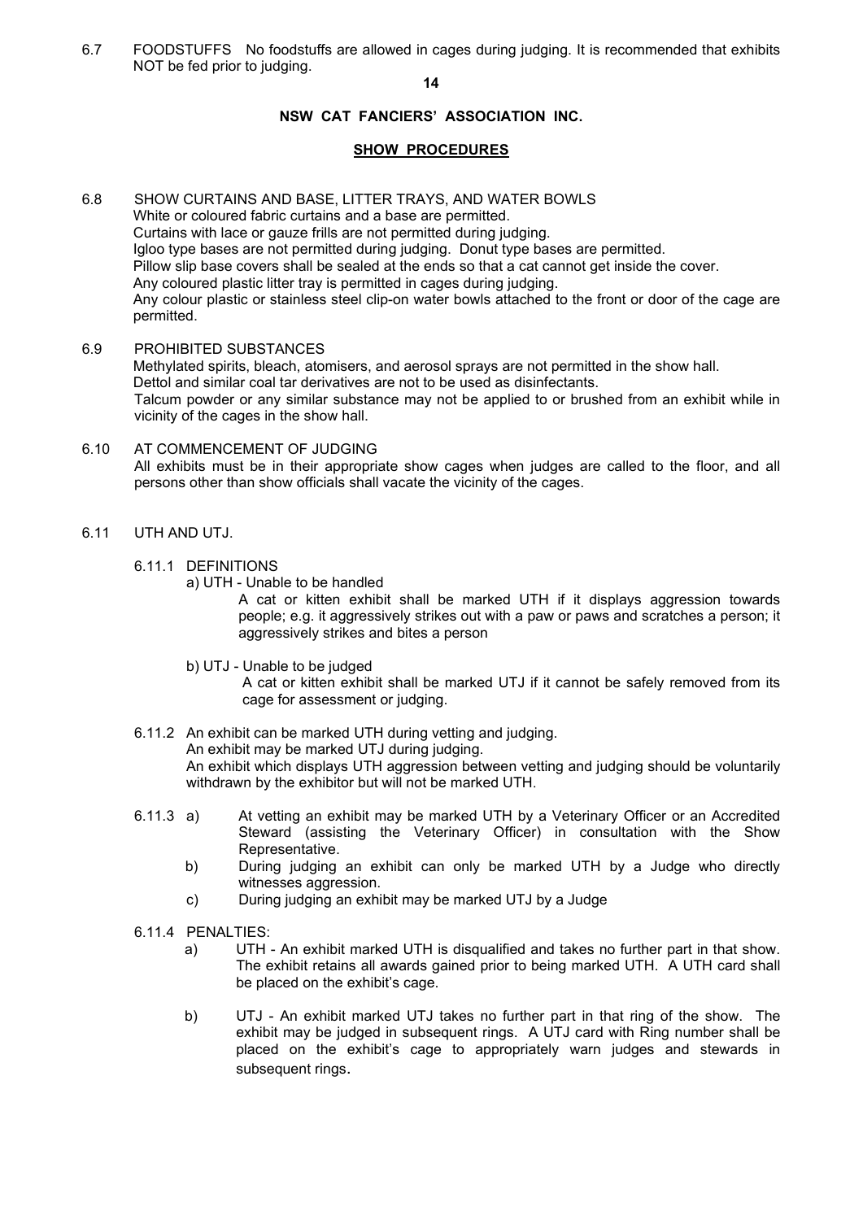6.7 FOODSTUFFS No foodstuffs are allowed in cages during judging. It is recommended that exhibits NOT be fed prior to judging.

6.8 SHOW CURTAINS AND BASE, LITTER TRAYS, AND WATER BOWLS
White or coloured fabric curtains and a base are permitted.
Curtains with lace or gauze frills are not permitted during judging.
Igloo type bases are not permitted during judging. Donut type bases are permitted.
Pillow slip base covers shall be sealed at the ends so that a cat cannot get inside the cover.
Any coloured plastic litter tray is permitted in cages during judging.
Any colour plastic or stainless steel clip-on water bowls attached to the front or door of the cage are permitted.

6.9 PROHIBITED SUBSTANCES
Methylated spirits, bleach, atomisers, and aerosol sprays are not permitted in the show hall.
Dettol and similar coal tar derivatives are not to be used as disinfectants.
Talcum powder or any similar substance may not be applied to or brushed from an exhibit while in vicinity of the cages in the show hall.

6.10 AT COMMENCEMENT OF JUDGING
All exhibits must be in their appropriate show cages when judges are called to the floor, and all persons other than show officials shall vacate the vicinity of the cages.

6.11 UTH AND UTJ.

6.11.1 DEFINITIONS

a) UTH - Unable to be handled
A cat or kitten exhibit shall be marked UTH if it displays aggression towards people; e.g. it aggressively strikes out with a paw or paws and scratches a person; it aggressively strikes and bites a person

b) UTJ - Unable to be judged
A cat or kitten exhibit shall be marked UTJ if it cannot be safely removed from its cage for assessment or judging.

6.11.2 An exhibit can be marked UTH during vetting and judging.
An exhibit may be marked UTJ during judging.
An exhibit which displays UTH aggression between vetting and judging should be voluntarily withdrawn by the exhibitor but will not be marked UTH.

6.11.3 a) At vetting an exhibit may be marked UTH by a Veterinary Officer or an Accredited Steward (assisting the Veterinary Officer) in consultation with the Show Representative.

b) During judging an exhibit can only be marked UTH by a Judge who directly witnesses aggression.

c) During judging an exhibit may be marked UTJ by a Judge

6.11.4 PENALTIES:

a) UTH - An exhibit marked UTH is disqualified and takes no further part in that show. The exhibit retains all awards gained prior to being marked UTH. A UTH card shall be placed on the exhibit's cage.

b) UTJ - An exhibit marked UTJ takes no further part in that ring of the show. The exhibit may be judged in subsequent rings. A UTJ card with Ring number shall be placed on the exhibit's cage to appropriately warn judges and stewards in subsequent rings.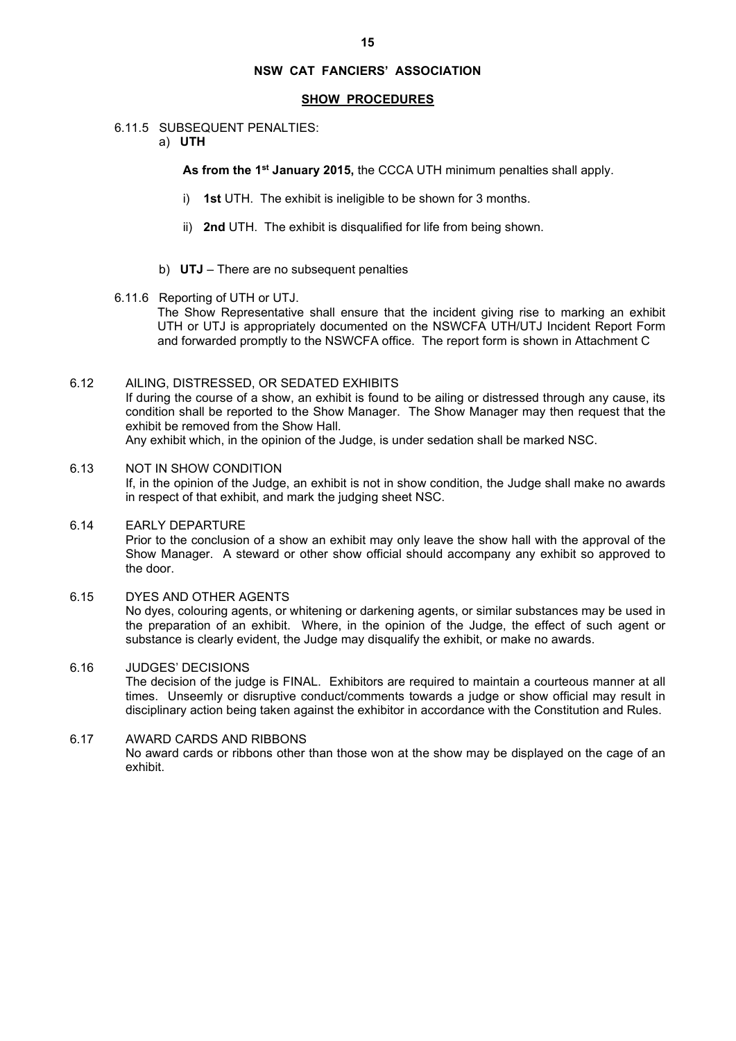**NSW CAT FANCIERS' ASSOCIATION**

**SHOW PROCEDURES**

6.11.5 SUBSEQUENT PENALTIES:

a) **UTH**

**As from the 1st January 2015,** the CCCA UTH minimum penalties shall apply.

i) **1st** UTH. The exhibit is ineligible to be shown for 3 months.

ii) **2nd** UTH. The exhibit is disqualified for life from being shown.

b) **UTJ** – There are no subsequent penalties

6.11.6 Reporting of UTH or UTJ.

The Show Representative shall ensure that the incident giving rise to marking an exhibit UTH or UTJ is appropriately documented on the NSWCFA UTH/UTJ Incident Report Form and forwarded promptly to the NSWCFA office. The report form is shown in Attachment C

6.12 AILING, DISTRESSED, OR SEDATED EXHIBITS

If during the course of a show, an exhibit is found to be ailing or distressed through any cause, its condition shall be reported to the Show Manager. The Show Manager may then request that the exhibit be removed from the Show Hall.

Any exhibit which, in the opinion of the Judge, is under sedation shall be marked NSC.

6.13 NOT IN SHOW CONDITION

If, in the opinion of the Judge, an exhibit is not in show condition, the Judge shall make no awards in respect of that exhibit, and mark the judging sheet NSC.

6.14 EARLY DEPARTURE

Prior to the conclusion of a show an exhibit may only leave the show hall with the approval of the Show Manager. A steward or other show official should accompany any exhibit so approved to the door.

6.15 DYES AND OTHER AGENTS

No dyes, colouring agents, or whitening or darkening agents, or similar substances may be used in the preparation of an exhibit. Where, in the opinion of the Judge, the effect of such agent or substance is clearly evident, the Judge may disqualify the exhibit, or make no awards.

6.16 JUDGES' DECISIONS

The decision of the judge is FINAL. Exhibitors are required to maintain a courteous manner at all times. Unseemly or disruptive conduct/comments towards a judge or show official may result in disciplinary action being taken against the exhibitor in accordance with the Constitution and Rules.

6.17 AWARD CARDS AND RIBBONS

No award cards or ribbons other than those won at the show may be displayed on the cage of an exhibit.